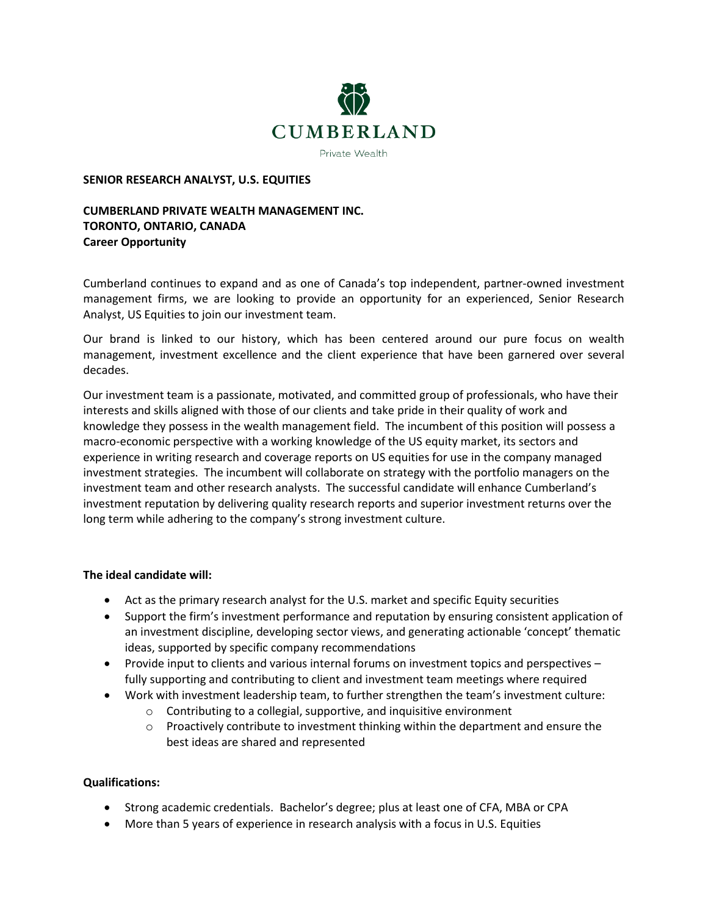CUMBERLAND

Private Wealth

**SENIOR RESEARCH ANALYST, U.S. EQUITIES**

**CUMBERLAND PRIVATE WEALTH MANAGEMENT INC.**
**TORONTO, ONTARIO, CANADA**
**Career Opportunity**

Cumberland continues to expand and as one of Canada's top independent, partner-owned investment management firms, we are looking to provide an opportunity for an experienced, Senior Research Analyst, US Equities to join our investment team.

Our brand is linked to our history, which has been centered around our pure focus on wealth management, investment excellence and the client experience that have been garnered over several decades.

Our investment team is a passionate, motivated, and committed group of professionals, who have their interests and skills aligned with those of our clients and take pride in their quality of work and knowledge they possess in the wealth management field. The incumbent of this position will possess a macro-economic perspective with a working knowledge of the US equity market, its sectors and experience in writing research and coverage reports on US equities for use in the company managed investment strategies. The incumbent will collaborate on strategy with the portfolio managers on the investment team and other research analysts. The successful candidate will enhance Cumberland's investment reputation by delivering quality research reports and superior investment returns over the long term while adhering to the company's strong investment culture.

**The ideal candidate will:**

- Act as the primary research analyst for the U.S. market and specific Equity securities
- Support the firm's investment performance and reputation by ensuring consistent application of an investment discipline, developing sector views, and generating actionable 'concept' thematic ideas, supported by specific company recommendations
- Provide input to clients and various internal forums on investment topics and perspectives – fully supporting and contributing to client and investment team meetings where required
- Work with investment leadership team, to further strengthen the team's investment culture:
  - Contributing to a collegial, supportive, and inquisitive environment
  - Proactively contribute to investment thinking within the department and ensure the best ideas are shared and represented

**Qualifications:**

- Strong academic credentials. Bachelor's degree; plus at least one of CFA, MBA or CPA
- More than 5 years of experience in research analysis with a focus in U.S. Equities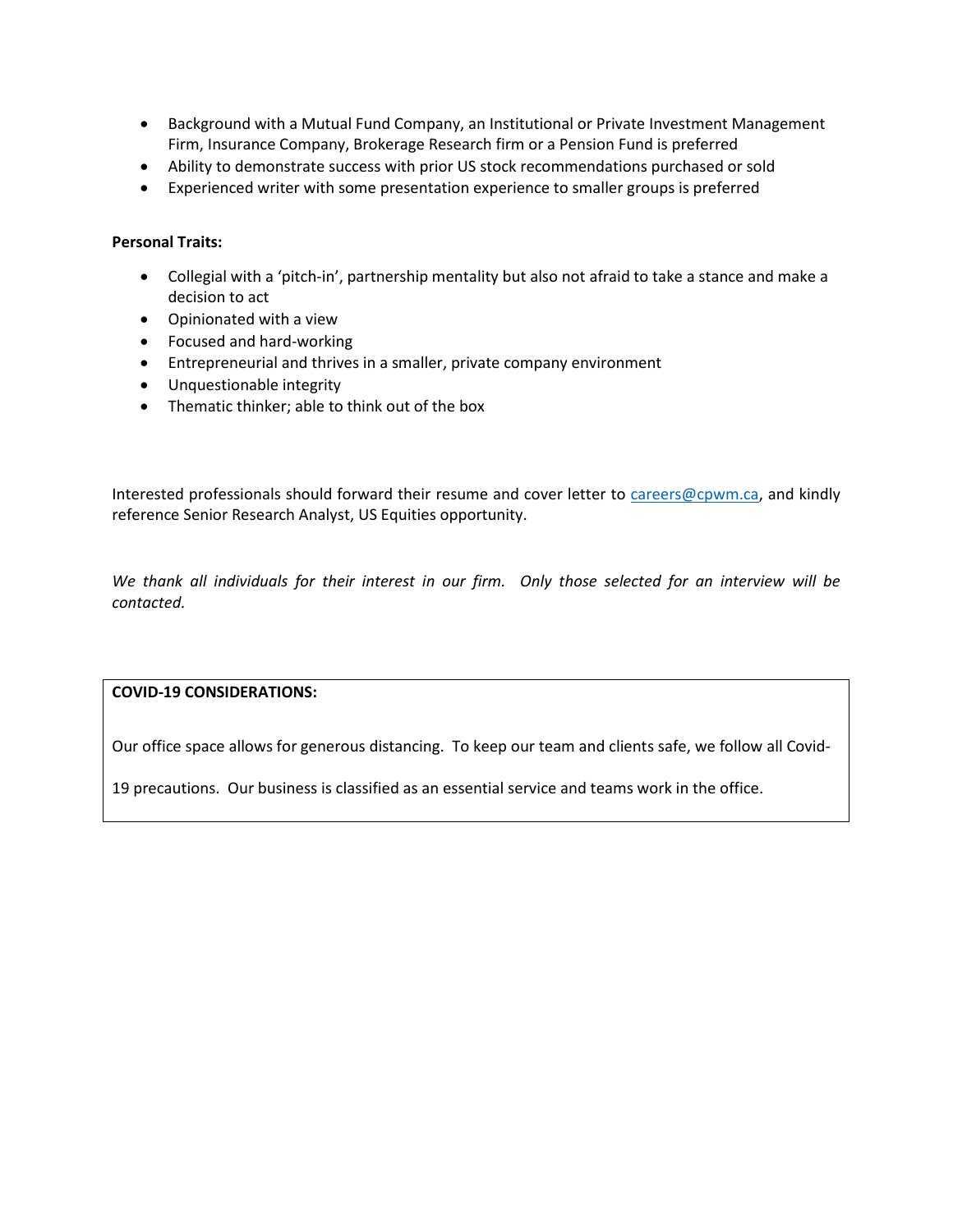- Background with a Mutual Fund Company, an Institutional or Private Investment Management Firm, Insurance Company, Brokerage Research firm or a Pension Fund is preferred
- Ability to demonstrate success with prior US stock recommendations purchased or sold
- Experienced writer with some presentation experience to smaller groups is preferred

**Personal Traits:**

- Collegial with a 'pitch-in', partnership mentality but also not afraid to take a stance and make a decision to act
- Opinionated with a view
- Focused and hard-working
- Entrepreneurial and thrives in a smaller, private company environment
- Unquestionable integrity
- Thematic thinker; able to think out of the box

Interested professionals should forward their resume and cover letter to careers@cpwm.ca, and kindly reference Senior Research Analyst, US Equities opportunity.

*We thank all individuals for their interest in our firm. Only those selected for an interview will be contacted.*

**COVID-19 CONSIDERATIONS:**

Our office space allows for generous distancing. To keep our team and clients safe, we follow all Covid-19 precautions. Our business is classified as an essential service and teams work in the office.